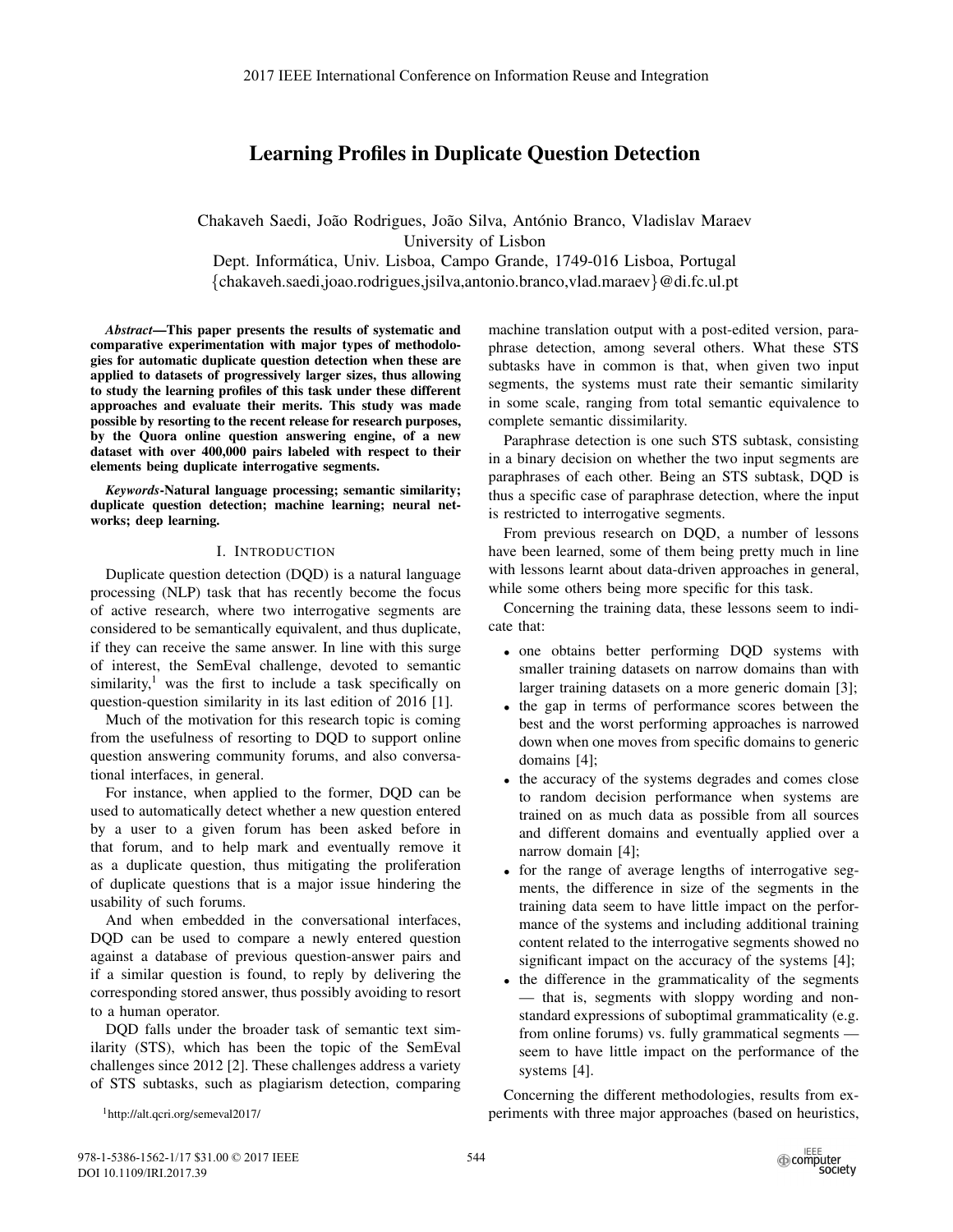# Learning Profiles in Duplicate Question Detection

Chakaveh Saedi, João Rodrigues, João Silva, António Branco, Vladislav Maraev
University of Lisbon
Dept. Informática, Univ. Lisboa, Campo Grande, 1749-016 Lisboa, Portugal
{chakaveh.saedi,joao.rodrigues,jsilva,antonio.branco,vlad.maraev}@di.fc.ul.pt

***Abstract*—This paper presents the results of systematic and comparative experimentation with major types of methodologies for automatic duplicate question detection when these are applied to datasets of progressively larger sizes, thus allowing to study the learning profiles of this task under these different approaches and evaluate their merits. This study was made possible by resorting to the recent release for research purposes, by the Quora online question answering engine, of a new dataset with over 400,000 pairs labeled with respect to their elements being duplicate interrogative segments.**

***Keywords*-Natural language processing; semantic similarity; duplicate question detection; machine learning; neural networks; deep learning.**

## I. Introduction

Duplicate question detection (DQD) is a natural language processing (NLP) task that has recently become the focus of active research, where two interrogative segments are considered to be semantically equivalent, and thus duplicate, if they can receive the same answer. In line with this surge of interest, the SemEval challenge, devoted to semantic similarity,[1] was the first to include a task specifically on question-question similarity in its last edition of 2016 [1].

Much of the motivation for this research topic is coming from the usefulness of resorting to DQD to support online question answering community forums, and also conversational interfaces, in general.

For instance, when applied to the former, DQD can be used to automatically detect whether a new question entered by a user to a given forum has been asked before in that forum, and to help mark and eventually remove it as a duplicate question, thus mitigating the proliferation of duplicate questions that is a major issue hindering the usability of such forums.

And when embedded in the conversational interfaces, DQD can be used to compare a newly entered question against a database of previous question-answer pairs and if a similar question is found, to reply by delivering the corresponding stored answer, thus possibly avoiding to resort to a human operator.

DQD falls under the broader task of semantic text similarity (STS), which has been the topic of the SemEval challenges since 2012 [2]. These challenges address a variety of STS subtasks, such as plagiarism detection, comparing machine translation output with a post-edited version, paraphrase detection, among several others. What these STS subtasks have in common is that, when given two input segments, the systems must rate their semantic similarity in some scale, ranging from total semantic equivalence to complete semantic dissimilarity.

Paraphrase detection is one such STS subtask, consisting in a binary decision on whether the two input segments are paraphrases of each other. Being an STS subtask, DQD is thus a specific case of paraphrase detection, where the input is restricted to interrogative segments.

From previous research on DQD, a number of lessons have been learned, some of them being pretty much in line with lessons learnt about data-driven approaches in general, while some others being more specific for this task.

Concerning the training data, these lessons seem to indicate that:

- one obtains better performing DQD systems with smaller training datasets on narrow domains than with larger training datasets on a more generic domain [3];
- the gap in terms of performance scores between the best and the worst performing approaches is narrowed down when one moves from specific domains to generic domains [4];
- the accuracy of the systems degrades and comes close to random decision performance when systems are trained on as much data as possible from all sources and different domains and eventually applied over a narrow domain [4];
- for the range of average lengths of interrogative segments, the difference in size of the segments in the training data seem to have little impact on the performance of the systems and including additional training content related to the interrogative segments showed no significant impact on the accuracy of the systems [4];
- the difference in the grammaticality of the segments — that is, segments with sloppy wording and non-standard expressions of suboptimal grammaticality (e.g. from online forums) vs. fully grammatical segments — seem to have little impact on the performance of the systems [4].

Concerning the different methodologies, results from experiments with three major approaches (based on heuristics,

[1] http://alt.qcri.org/semeval2017/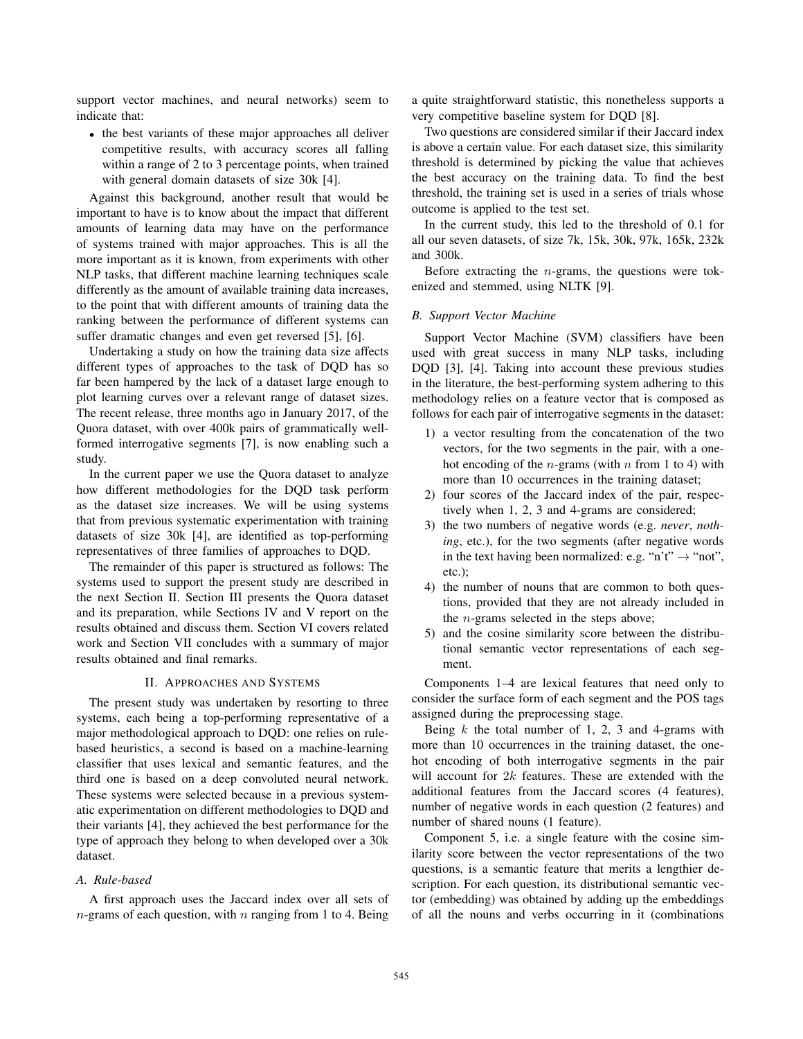support vector machines, and neural networks) seem to indicate that:

- the best variants of these major approaches all deliver competitive results, with accuracy scores all falling within a range of 2 to 3 percentage points, when trained with general domain datasets of size 30k [4].

Against this background, another result that would be important to have is to know about the impact that different amounts of learning data may have on the performance of systems trained with major approaches. This is all the more important as it is known, from experiments with other NLP tasks, that different machine learning techniques scale differently as the amount of available training data increases, to the point that with different amounts of training data the ranking between the performance of different systems can suffer dramatic changes and even get reversed [5], [6].

Undertaking a study on how the training data size affects different types of approaches to the task of DQD has so far been hampered by the lack of a dataset large enough to plot learning curves over a relevant range of dataset sizes. The recent release, three months ago in January 2017, of the Quora dataset, with over 400k pairs of grammatically well-formed interrogative segments [7], is now enabling such a study.

In the current paper we use the Quora dataset to analyze how different methodologies for the DQD task perform as the dataset size increases. We will be using systems that from previous systematic experimentation with training datasets of size 30k [4], are identified as top-performing representatives of three families of approaches to DQD.

The remainder of this paper is structured as follows: The systems used to support the present study are described in the next Section II. Section III presents the Quora dataset and its preparation, while Sections IV and V report on the results obtained and discuss them. Section VI covers related work and Section VII concludes with a summary of major results obtained and final remarks.

## II. Approaches and Systems

The present study was undertaken by resorting to three systems, each being a top-performing representative of a major methodological approach to DQD: one relies on rule-based heuristics, a second is based on a machine-learning classifier that uses lexical and semantic features, and the third one is based on a deep convoluted neural network. These systems were selected because in a previous systematic experimentation on different methodologies to DQD and their variants [4], they achieved the best performance for the type of approach they belong to when developed over a 30k dataset.

### A. Rule-based

A first approach uses the Jaccard index over all sets of $n$-grams of each question, with $n$ ranging from 1 to 4. Being a quite straightforward statistic, this nonetheless supports a very competitive baseline system for DQD [8].

Two questions are considered similar if their Jaccard index is above a certain value. For each dataset size, this similarity threshold is determined by picking the value that achieves the best accuracy on the training data. To find the best threshold, the training set is used in a series of trials whose outcome is applied to the test set.

In the current study, this led to the threshold of 0.1 for all our seven datasets, of size 7k, 15k, 30k, 97k, 165k, 232k and 300k.

Before extracting the $n$-grams, the questions were tokenized and stemmed, using NLTK [9].

### B. Support Vector Machine

Support Vector Machine (SVM) classifiers have been used with great success in many NLP tasks, including DQD [3], [4]. Taking into account these previous studies in the literature, the best-performing system adhering to this methodology relies on a feature vector that is composed as follows for each pair of interrogative segments in the dataset:

1) a vector resulting from the concatenation of the two vectors, for the two segments in the pair, with a one-hot encoding of the $n$-grams (with $n$ from 1 to 4) with more than 10 occurrences in the training dataset;
2) four scores of the Jaccard index of the pair, respectively when 1, 2, 3 and 4-grams are considered;
3) the two numbers of negative words (e.g. *never*, *nothing*, etc.), for the two segments (after negative words in the text having been normalized: e.g. "n't" → "not", etc.);
4) the number of nouns that are common to both questions, provided that they are not already included in the $n$-grams selected in the steps above;
5) and the cosine similarity score between the distributional semantic vector representations of each segment.

Components 1–4 are lexical features that need only to consider the surface form of each segment and the POS tags assigned during the preprocessing stage.

Being $k$ the total number of 1, 2, 3 and 4-grams with more than 10 occurrences in the training dataset, the one-hot encoding of both interrogative segments in the pair will account for $2k$ features. These are extended with the additional features from the Jaccard scores (4 features), number of negative words in each question (2 features) and number of shared nouns (1 feature).

Component 5, i.e. a single feature with the cosine similarity score between the vector representations of the two questions, is a semantic feature that merits a lengthier description. For each question, its distributional semantic vector (embedding) was obtained by adding up the embeddings of all the nouns and verbs occurring in it (combinations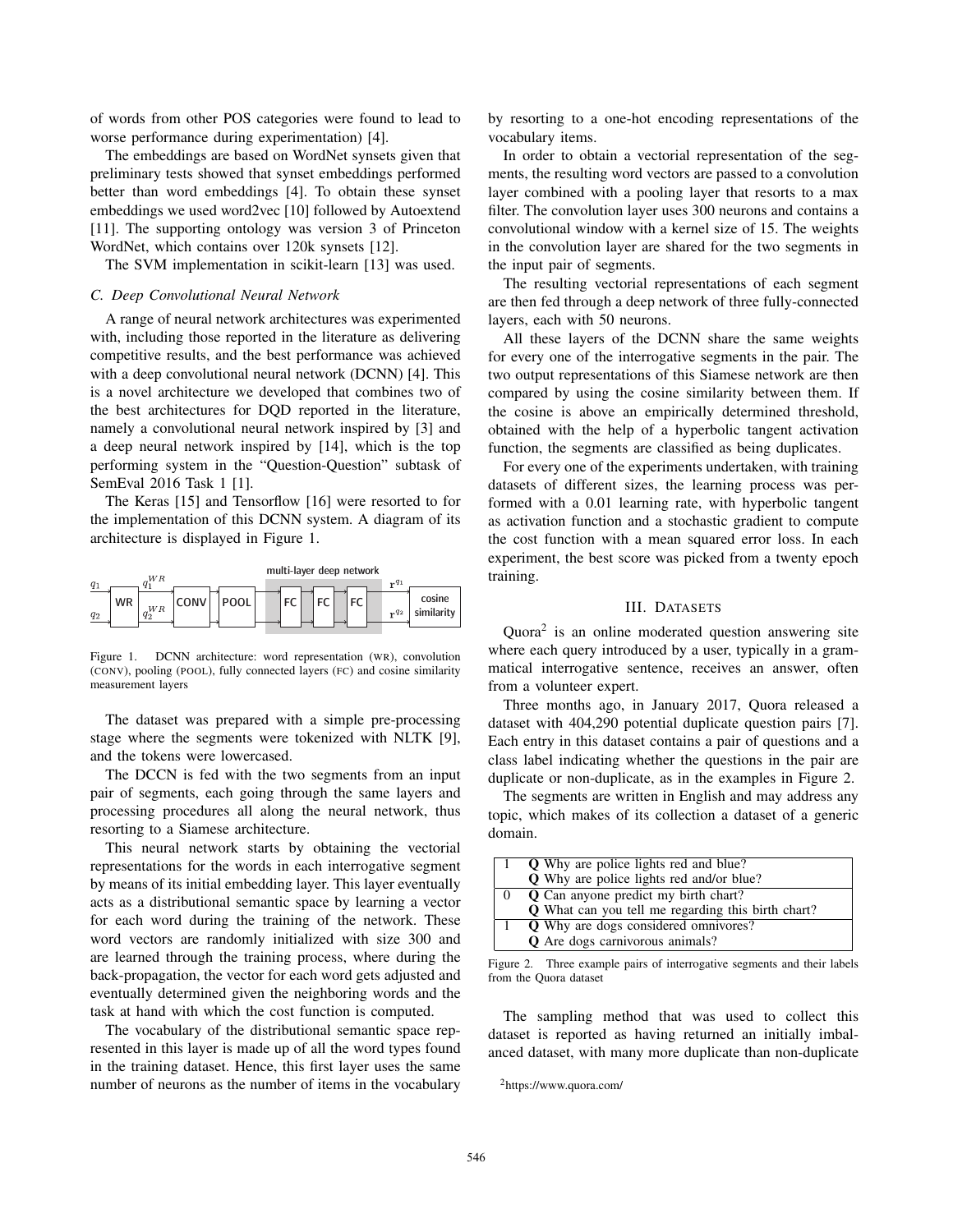of words from other POS categories were found to lead to worse performance during experimentation) [4].

The embeddings are based on WordNet synsets given that preliminary tests showed that synset embeddings performed better than word embeddings [4]. To obtain these synset embeddings we used word2vec [10] followed by Autoextend [11]. The supporting ontology was version 3 of Princeton WordNet, which contains over 120k synsets [12].

The SVM implementation in scikit-learn [13] was used.

### C. Deep Convolutional Neural Network

A range of neural network architectures was experimented with, including those reported in the literature as delivering competitive results, and the best performance was achieved with a deep convolutional neural network (DCNN) [4]. This is a novel architecture we developed that combines two of the best architectures for DQD reported in the literature, namely a convolutional neural network inspired by [3] and a deep neural network inspired by [14], which is the top performing system in the "Question-Question" subtask of SemEval 2016 Task 1 [1].

The Keras [15] and Tensorflow [16] were resorted to for the implementation of this DCNN system. A diagram of its architecture is displayed in Figure 1.

Figure 1. DCNN architecture: word representation (WR), convolution (CONV), pooling (POOL), fully connected layers (FC) and cosine similarity measurement layers

The dataset was prepared with a simple pre-processing stage where the segments were tokenized with NLTK [9], and the tokens were lowercased.

The DCCN is fed with the two segments from an input pair of segments, each going through the same layers and processing procedures all along the neural network, thus resorting to a Siamese architecture.

This neural network starts by obtaining the vectorial representations for the words in each interrogative segment by means of its initial embedding layer. This layer eventually acts as a distributional semantic space by learning a vector for each word during the training of the network. These word vectors are randomly initialized with size 300 and are learned through the training process, where during the back-propagation, the vector for each word gets adjusted and eventually determined given the neighboring words and the task at hand with which the cost function is computed.

The vocabulary of the distributional semantic space represented in this layer is made up of all the word types found in the training dataset. Hence, this first layer uses the same number of neurons as the number of items in the vocabulary by resorting to a one-hot encoding representations of the vocabulary items.

In order to obtain a vectorial representation of the segments, the resulting word vectors are passed to a convolution layer combined with a pooling layer that resorts to a max filter. The convolution layer uses 300 neurons and contains a convolutional window with a kernel size of 15. The weights in the convolution layer are shared for the two segments in the input pair of segments.

The resulting vectorial representations of each segment are then fed through a deep network of three fully-connected layers, each with 50 neurons.

All these layers of the DCNN share the same weights for every one of the interrogative segments in the pair. The two output representations of this Siamese network are then compared by using the cosine similarity between them. If the cosine is above an empirically determined threshold, obtained with the help of a hyperbolic tangent activation function, the segments are classified as being duplicates.

For every one of the experiments undertaken, with training datasets of different sizes, the learning process was performed with a 0.01 learning rate, with hyperbolic tangent as activation function and a stochastic gradient to compute the cost function with a mean squared error loss. In each experiment, the best score was picked from a twenty epoch training.

## III. Datasets

Quora[2] is an online moderated question answering site where each query introduced by a user, typically in a grammatical interrogative sentence, receives an answer, often from a volunteer expert.

Three months ago, in January 2017, Quora released a dataset with 404,290 potential duplicate question pairs [7]. Each entry in this dataset contains a pair of questions and a class label indicating whether the questions in the pair are duplicate or non-duplicate, as in the examples in Figure 2.

The segments are written in English and may address any topic, which makes of its collection a dataset of a generic domain.

| | |
|---|---|
| 1 | **Q** Why are police lights red and blue?<br>**Q** Why are police lights red and/or blue? |
| 0 | **Q** Can anyone predict my birth chart?<br>**Q** What can you tell me regarding this birth chart? |
| 1 | **Q** Why are dogs considered omnivores?<br>**Q** Are dogs carnivorous animals? |

Figure 2. Three example pairs of interrogative segments and their labels from the Quora dataset

The sampling method that was used to collect this dataset is reported as having returned an initially imbalanced dataset, with many more duplicate than non-duplicate

[2] https://www.quora.com/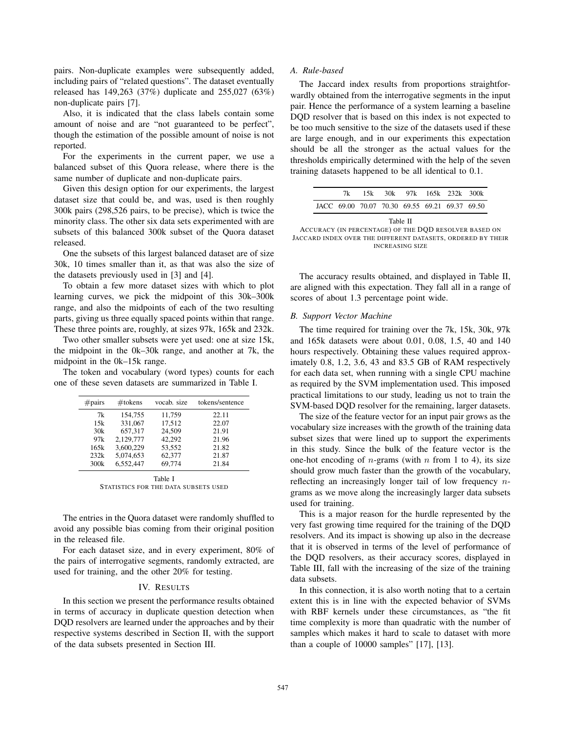pairs. Non-duplicate examples were subsequently added, including pairs of "related questions". The dataset eventually released has 149,263 (37%) duplicate and 255,027 (63%) non-duplicate pairs [7].

Also, it is indicated that the class labels contain some amount of noise and are "not guaranteed to be perfect", though the estimation of the possible amount of noise is not reported.

For the experiments in the current paper, we use a balanced subset of this Quora release, where there is the same number of duplicate and non-duplicate pairs.

Given this design option for our experiments, the largest dataset size that could be, and was, used is then roughly 300k pairs (298,526 pairs, to be precise), which is twice the minority class. The other six data sets experimented with are subsets of this balanced 300k subset of the Quora dataset released.

One the subsets of this largest balanced dataset are of size 30k, 10 times smaller than it, as that was also the size of the datasets previously used in [3] and [4].

To obtain a few more dataset sizes with which to plot learning curves, we pick the midpoint of this 30k–300k range, and also the midpoints of each of the two resulting parts, giving us three equally spaced points within that range. These three points are, roughly, at sizes 97k, 165k and 232k.

Two other smaller subsets were yet used: one at size 15k, the midpoint in the 0k–30k range, and another at 7k, the midpoint in the 0k–15k range.

The token and vocabulary (word types) counts for each one of these seven datasets are summarized in Table I.

| #pairs | #tokens | vocab. size | tokens/sentence |
|---|---|---|---|
| 7k | 154,755 | 11,759 | 22.11 |
| 15k | 331,067 | 17,512 | 22.07 |
| 30k | 657,317 | 24,509 | 21.91 |
| 97k | 2,129,777 | 42,292 | 21.96 |
| 165k | 3,600,229 | 53,552 | 21.82 |
| 232k | 5,074,653 | 62,377 | 21.87 |
| 300k | 6,552,447 | 69,774 | 21.84 |

Table I
STATISTICS FOR THE DATA SUBSETS USED

The entries in the Quora dataset were randomly shuffled to avoid any possible bias coming from their original position in the released file.

For each dataset size, and in every experiment, 80% of the pairs of interrogative segments, randomly extracted, are used for training, and the other 20% for testing.

## IV. RESULTS

In this section we present the performance results obtained in terms of accuracy in duplicate question detection when DQD resolvers are learned under the approaches and by their respective systems described in Section II, with the support of the data subsets presented in Section III.

### A. Rule-based

The Jaccard index results from proportions straightforwardly obtained from the interrogative segments in the input pair. Hence the performance of a system learning a baseline DQD resolver that is based on this index is not expected to be too much sensitive to the size of the datasets used if these are large enough, and in our experiments this expectation should be all the stronger as the actual values for the thresholds empirically determined with the help of the seven training datasets happened to be all identical to 0.1.

| | 7k | 15k | 30k | 97k | 165k | 232k | 300k |
|---|---|---|---|---|---|---|---|
| JACC | 69.00 | 70.07 | 70.30 | 69.55 | 69.21 | 69.37 | 69.50 |

Table II
ACCURACY (IN PERCENTAGE) OF THE DQD RESOLVER BASED ON JACCARD INDEX OVER THE DIFFERENT DATASETS, ORDERED BY THEIR INCREASING SIZE

The accuracy results obtained, and displayed in Table II, are aligned with this expectation. They fall all in a range of scores of about 1.3 percentage point wide.

### B. Support Vector Machine

The time required for training over the 7k, 15k, 30k, 97k and 165k datasets were about 0.01, 0.08, 1.5, 40 and 140 hours respectively. Obtaining these values required approximately 0.8, 1.2, 3.6, 43 and 83.5 GB of RAM respectively for each data set, when running with a single CPU machine as required by the SVM implementation used. This imposed practical limitations to our study, leading us not to train the SVM-based DQD resolver for the remaining, larger datasets.

The size of the feature vector for an input pair grows as the vocabulary size increases with the growth of the training data subset sizes that were lined up to support the experiments in this study. Since the bulk of the feature vector is the one-hot encoding of $n$-grams (with $n$ from 1 to 4), its size should grow much faster than the growth of the vocabulary, reflecting an increasingly longer tail of low frequency $n$-grams as we move along the increasingly larger data subsets used for training.

This is a major reason for the hurdle represented by the very fast growing time required for the training of the DQD resolvers. And its impact is showing up also in the decrease that it is observed in terms of the level of performance of the DQD resolvers, as their accuracy scores, displayed in Table III, fall with the increasing of the size of the training data subsets.

In this connection, it is also worth noting that to a certain extent this is in line with the expected behavior of SVMs with RBF kernels under these circumstances, as "the fit time complexity is more than quadratic with the number of samples which makes it hard to scale to dataset with more than a couple of 10000 samples" [17], [13].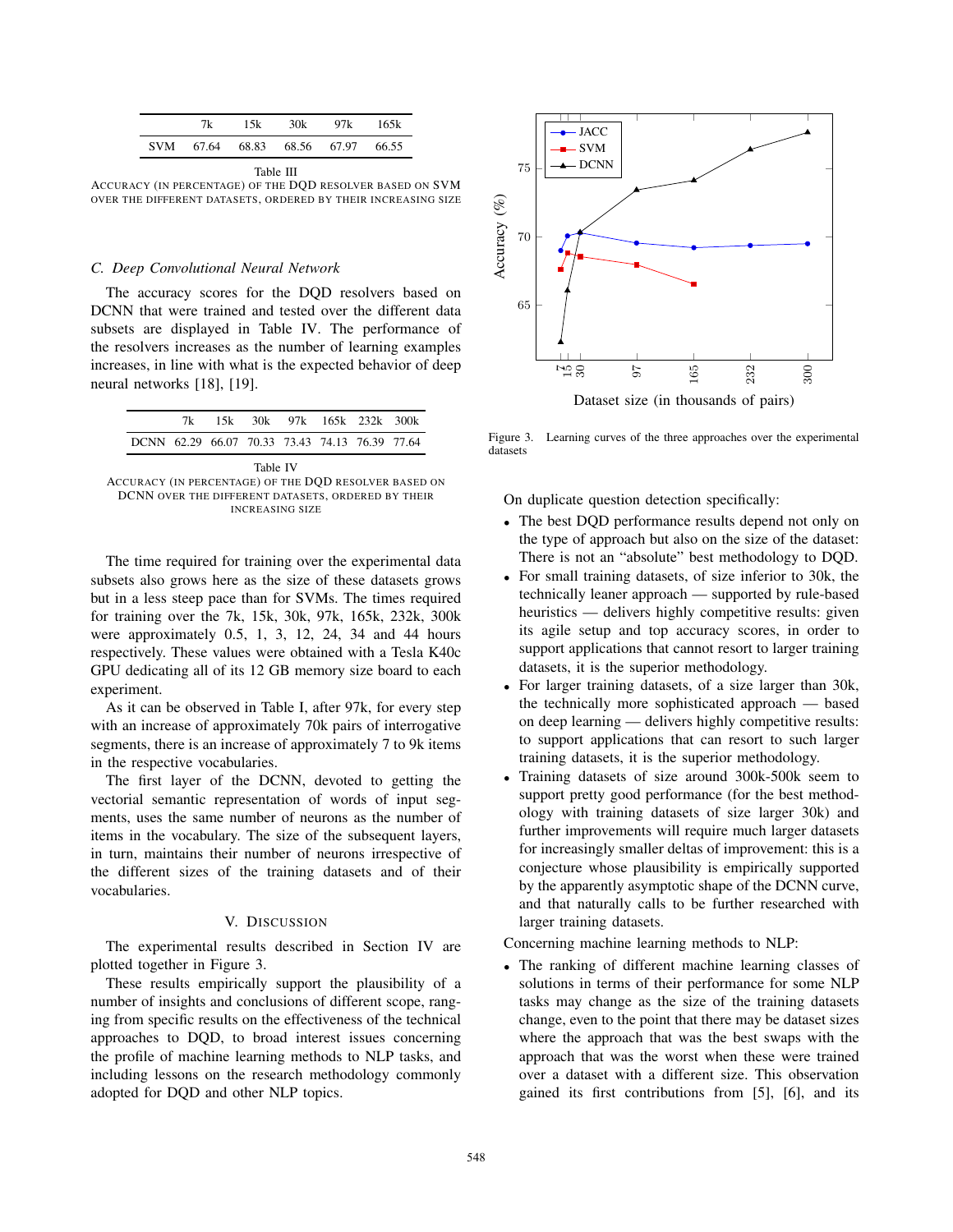|  | 7k | 15k | 30k | 97k | 165k |
|---|---|---|---|---|---|
| SVM | 67.64 | 68.83 | 68.56 | 67.97 | 66.55 |

Table III
ACCURACY (IN PERCENTAGE) OF THE DQD RESOLVER BASED ON SVM OVER THE DIFFERENT DATASETS, ORDERED BY THEIR INCREASING SIZE

### C. Deep Convolutional Neural Network

The accuracy scores for the DQD resolvers based on DCNN that were trained and tested over the different data subsets are displayed in Table IV. The performance of the resolvers increases as the number of learning examples increases, in line with what is the expected behavior of deep neural networks [18], [19].

|  | 7k | 15k | 30k | 97k | 165k | 232k | 300k |
|---|---|---|---|---|---|---|---|
| DCNN | 62.29 | 66.07 | 70.33 | 73.43 | 74.13 | 76.39 | 77.64 |

Table IV
ACCURACY (IN PERCENTAGE) OF THE DQD RESOLVER BASED ON DCNN OVER THE DIFFERENT DATASETS, ORDERED BY THEIR INCREASING SIZE

The time required for training over the experimental data subsets also grows here as the size of these datasets grows but in a less steep pace than for SVMs. The times required for training over the 7k, 15k, 30k, 97k, 165k, 232k, 300k were approximately 0.5, 1, 3, 12, 24, 34 and 44 hours respectively. These values were obtained with a Tesla K40c GPU dedicating all of its 12 GB memory size board to each experiment.

As it can be observed in Table I, after 97k, for every step with an increase of approximately 70k pairs of interrogative segments, there is an increase of approximately 7 to 9k items in the respective vocabularies.

The first layer of the DCNN, devoted to getting the vectorial semantic representation of words of input segments, uses the same number of neurons as the number of items in the vocabulary. The size of the subsequent layers, in turn, maintains their number of neurons irrespective of the different sizes of the training datasets and of their vocabularies.

## V. DISCUSSION

The experimental results described in Section IV are plotted together in Figure 3.

These results empirically support the plausibility of a number of insights and conclusions of different scope, ranging from specific results on the effectiveness of the technical approaches to DQD, to broad interest issues concerning the profile of machine learning methods to NLP tasks, and including lessons on the research methodology commonly adopted for DQD and other NLP topics.

Figure 3. Learning curves of the three approaches over the experimental datasets

On duplicate question detection specifically:

- The best DQD performance results depend not only on the type of approach but also on the size of the dataset: There is not an "absolute" best methodology to DQD.
- For small training datasets, of size inferior to 30k, the technically leaner approach — supported by rule-based heuristics — delivers highly competitive results: given its agile setup and top accuracy scores, in order to support applications that cannot resort to larger training datasets, it is the superior methodology.
- For larger training datasets, of a size larger than 30k, the technically more sophisticated approach — based on deep learning — delivers highly competitive results: to support applications that can resort to such larger training datasets, it is the superior methodology.
- Training datasets of size around 300k-500k seem to support pretty good performance (for the best methodology with training datasets of size larger 30k) and further improvements will require much larger datasets for increasingly smaller deltas of improvement: this is a conjecture whose plausibility is empirically supported by the apparently asymptotic shape of the DCNN curve, and that naturally calls to be further researched with larger training datasets.

Concerning machine learning methods to NLP:

- The ranking of different machine learning classes of solutions in terms of their performance for some NLP tasks may change as the size of the training datasets change, even to the point that there may be dataset sizes where the approach that was the best swaps with the approach that was the worst when these were trained over a dataset with a different size. This observation gained its first contributions from [5], [6], and its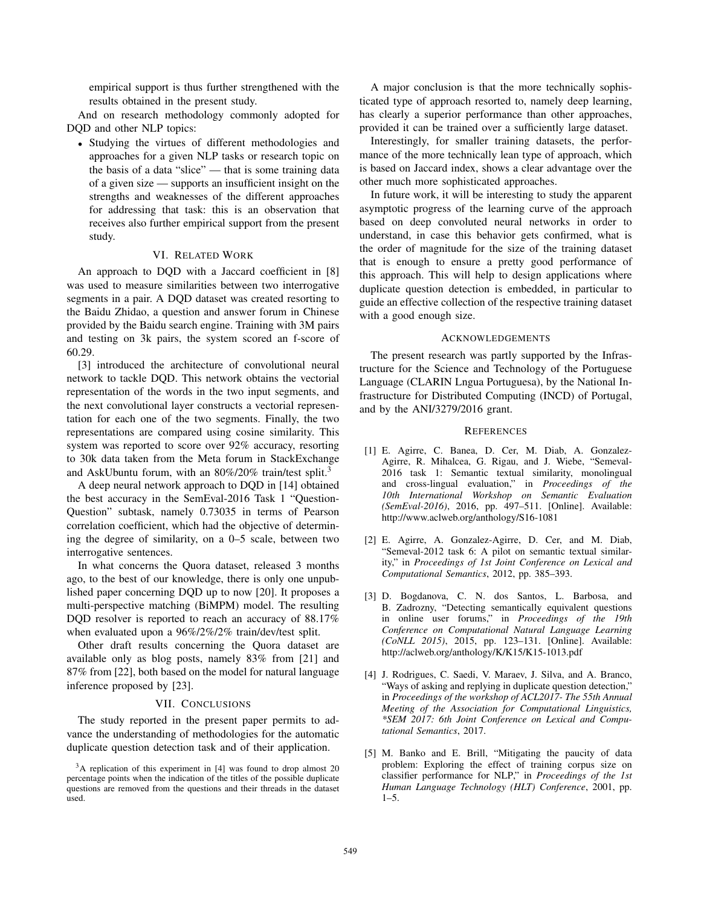empirical support is thus further strengthened with the results obtained in the present study.

And on research methodology commonly adopted for DQD and other NLP topics:

- Studying the virtues of different methodologies and approaches for a given NLP tasks or research topic on the basis of a data "slice" — that is some training data of a given size — supports an insufficient insight on the strengths and weaknesses of the different approaches for addressing that task: this is an observation that receives also further empirical support from the present study.

## VI. Related Work

An approach to DQD with a Jaccard coefficient in [8] was used to measure similarities between two interrogative segments in a pair. A DQD dataset was created resorting to the Baidu Zhidao, a question and answer forum in Chinese provided by the Baidu search engine. Training with 3M pairs and testing on 3k pairs, the system scored an f-score of 60.29.

[3] introduced the architecture of convolutional neural network to tackle DQD. This network obtains the vectorial representation of the words in the two input segments, and the next convolutional layer constructs a vectorial representation for each one of the two segments. Finally, the two representations are compared using cosine similarity. This system was reported to score over 92% accuracy, resorting to 30k data taken from the Meta forum in StackExchange and AskUbuntu forum, with an 80%/20% train/test split.[3]

A deep neural network approach to DQD in [14] obtained the best accuracy in the SemEval-2016 Task 1 "Question-Question" subtask, namely 0.73035 in terms of Pearson correlation coefficient, which had the objective of determining the degree of similarity, on a 0–5 scale, between two interrogative sentences.

In what concerns the Quora dataset, released 3 months ago, to the best of our knowledge, there is only one unpublished paper concerning DQD up to now [20]. It proposes a multi-perspective matching (BiMPM) model. The resulting DQD resolver is reported to reach an accuracy of 88.17% when evaluated upon a 96%/2%/2% train/dev/test split.

Other draft results concerning the Quora dataset are available only as blog posts, namely 83% from [21] and 87% from [22], both based on the model for natural language inference proposed by [23].

## VII. Conclusions

The study reported in the present paper permits to advance the understanding of methodologies for the automatic duplicate question detection task and of their application.

A major conclusion is that the more technically sophisticated type of approach resorted to, namely deep learning, has clearly a superior performance than other approaches, provided it can be trained over a sufficiently large dataset.

Interestingly, for smaller training datasets, the performance of the more technically lean type of approach, which is based on Jaccard index, shows a clear advantage over the other much more sophisticated approaches.

In future work, it will be interesting to study the apparent asymptotic progress of the learning curve of the approach based on deep convoluted neural networks in order to understand, in case this behavior gets confirmed, what is the order of magnitude for the size of the training dataset that is enough to ensure a pretty good performance of this approach. This will help to design applications where duplicate question detection is embedded, in particular to guide an effective collection of the respective training dataset with a good enough size.

## Acknowledgements

The present research was partly supported by the Infrastructure for the Science and Technology of the Portuguese Language (CLARIN Lngua Portuguesa), by the National Infrastructure for Distributed Computing (INCD) of Portugal, and by the ANI/3279/2016 grant.

## References

[1] E. Agirre, C. Banea, D. Cer, M. Diab, A. Gonzalez-Agirre, R. Mihalcea, G. Rigau, and J. Wiebe, "Semeval-2016 task 1: Semantic textual similarity, monolingual and cross-lingual evaluation," in *Proceedings of the 10th International Workshop on Semantic Evaluation (SemEval-2016)*, 2016, pp. 497–511. [Online]. Available: http://www.aclweb.org/anthology/S16-1081

[2] E. Agirre, A. Gonzalez-Agirre, D. Cer, and M. Diab, "Semeval-2012 task 6: A pilot on semantic textual similarity," in *Proceedings of 1st Joint Conference on Lexical and Computational Semantics*, 2012, pp. 385–393.

[3] D. Bogdanova, C. N. dos Santos, L. Barbosa, and B. Zadrozny, "Detecting semantically equivalent questions in online user forums," in *Proceedings of the 19th Conference on Computational Natural Language Learning (CoNLL 2015)*, 2015, pp. 123–131. [Online]. Available: http://aclweb.org/anthology/K/K15/K15-1013.pdf

[4] J. Rodrigues, C. Saedi, V. Maraev, J. Silva, and A. Branco, "Ways of asking and replying in duplicate question detection," in *Proceedings of the workshop of ACL2017- The 55th Annual Meeting of the Association for Computational Linguistics, *SEM 2017: 6th Joint Conference on Lexical and Computational Semantics*, 2017.

[5] M. Banko and E. Brill, "Mitigating the paucity of data problem: Exploring the effect of training corpus size on classifier performance for NLP," in *Proceedings of the 1st Human Language Technology (HLT) Conference*, 2001, pp. 1–5.

[3] A replication of this experiment in [4] was found to drop almost 20 percentage points when the indication of the titles of the possible duplicate questions are removed from the questions and their threads in the dataset used.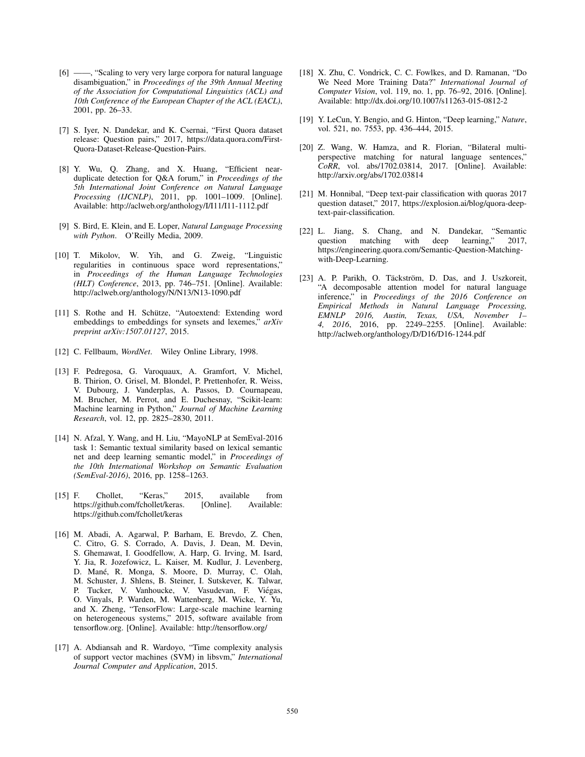[6] ——, "Scaling to very very large corpora for natural language disambiguation," in *Proceedings of the 39th Annual Meeting of the Association for Computational Linguistics (ACL) and 10th Conference of the European Chapter of the ACL (EACL)*, 2001, pp. 26–33.

[7] S. Iyer, N. Dandekar, and K. Csernai, "First Quora dataset release: Question pairs," 2017, https://data.quora.com/First-Quora-Dataset-Release-Question-Pairs.

[8] Y. Wu, Q. Zhang, and X. Huang, "Efficient near-duplicate detection for Q&A forum," in *Proceedings of the 5th International Joint Conference on Natural Language Processing (IJCNLP)*, 2011, pp. 1001–1009. [Online]. Available: http://aclweb.org/anthology/I/I11/I11-1112.pdf

[9] S. Bird, E. Klein, and E. Loper, *Natural Language Processing with Python*. O'Reilly Media, 2009.

[10] T. Mikolov, W. Yih, and G. Zweig, "Linguistic regularities in continuous space word representations," in *Proceedings of the Human Language Technologies (HLT) Conference*, 2013, pp. 746–751. [Online]. Available: http://aclweb.org/anthology/N/N13/N13-1090.pdf

[11] S. Rothe and H. Schütze, "Autoextend: Extending word embeddings to embeddings for synsets and lexemes," *arXiv preprint arXiv:1507.01127*, 2015.

[12] C. Fellbaum, *WordNet*. Wiley Online Library, 1998.

[13] F. Pedregosa, G. Varoquaux, A. Gramfort, V. Michel, B. Thirion, O. Grisel, M. Blondel, P. Prettenhofer, R. Weiss, V. Dubourg, J. Vanderplas, A. Passos, D. Cournapeau, M. Brucher, M. Perrot, and E. Duchesnay, "Scikit-learn: Machine learning in Python," *Journal of Machine Learning Research*, vol. 12, pp. 2825–2830, 2011.

[14] N. Afzal, Y. Wang, and H. Liu, "MayoNLP at SemEval-2016 task 1: Semantic textual similarity based on lexical semantic net and deep learning semantic model," in *Proceedings of the 10th International Workshop on Semantic Evaluation (SemEval-2016)*, 2016, pp. 1258–1263.

[15] F. Chollet, "Keras," 2015, available from https://github.com/fchollet/keras. [Online]. Available: https://github.com/fchollet/keras

[16] M. Abadi, A. Agarwal, P. Barham, E. Brevdo, Z. Chen, C. Citro, G. S. Corrado, A. Davis, J. Dean, M. Devin, S. Ghemawat, I. Goodfellow, A. Harp, G. Irving, M. Isard, Y. Jia, R. Jozefowicz, L. Kaiser, M. Kudlur, J. Levenberg, D. Mané, R. Monga, S. Moore, D. Murray, C. Olah, M. Schuster, J. Shlens, B. Steiner, I. Sutskever, K. Talwar, P. Tucker, V. Vanhoucke, V. Vasudevan, F. Viégas, O. Vinyals, P. Warden, M. Wattenberg, M. Wicke, Y. Yu, and X. Zheng, "TensorFlow: Large-scale machine learning on heterogeneous systems," 2015, software available from tensorflow.org. [Online]. Available: http://tensorflow.org/

[17] A. Abdiansah and R. Wardoyo, "Time complexity analysis of support vector machines (SVM) in libsvm," *International Journal Computer and Application*, 2015.

[18] X. Zhu, C. Vondrick, C. C. Fowlkes, and D. Ramanan, "Do We Need More Training Data?" *International Journal of Computer Vision*, vol. 119, no. 1, pp. 76–92, 2016. [Online]. Available: http://dx.doi.org/10.1007/s11263-015-0812-2

[19] Y. LeCun, Y. Bengio, and G. Hinton, "Deep learning," *Nature*, vol. 521, no. 7553, pp. 436–444, 2015.

[20] Z. Wang, W. Hamza, and R. Florian, "Bilateral multi-perspective matching for natural language sentences," *CoRR*, vol. abs/1702.03814, 2017. [Online]. Available: http://arxiv.org/abs/1702.03814

[21] M. Honnibal, "Deep text-pair classification with quoras 2017 question dataset," 2017, https://explosion.ai/blog/quora-deep-text-pair-classification.

[22] L. Jiang, S. Chang, and N. Dandekar, "Semantic question matching with deep learning," 2017, https://engineering.quora.com/Semantic-Question-Matching-with-Deep-Learning.

[23] A. P. Parikh, O. Täckström, D. Das, and J. Uszkoreit, "A decomposable attention model for natural language inference," in *Proceedings of the 2016 Conference on Empirical Methods in Natural Language Processing, EMNLP 2016, Austin, Texas, USA, November 1–4, 2016*, 2016, pp. 2249–2255. [Online]. Available: http://aclweb.org/anthology/D/D16/D16-1244.pdf